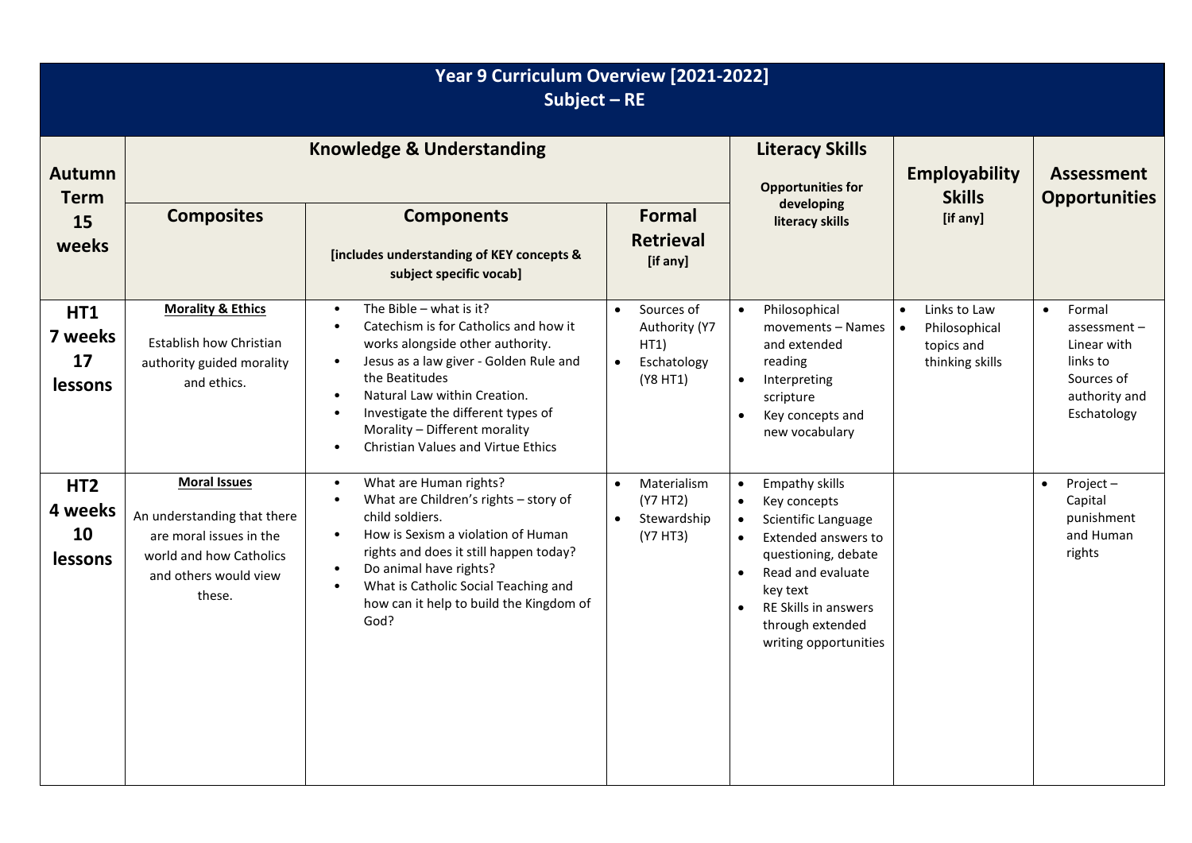# Year 9 Curriculum Overview [2021-2022]
## Subject – RE

| Autumn Term 15 weeks | Knowledge & Understanding | | | Literacy Skills Opportunities for developing literacy skills | Employability Skills [if any] | Assessment Opportunities |
|---|---|---|---|---|---|---|
| | **Composites** | **Components** [includes understanding of KEY concepts & subject specific vocab] | **Formal Retrieval** [if any] | | | |
| **HT1 7 weeks 17 lessons** | **Morality & Ethics** Establish how Christian authority guided morality and ethics. | • The Bible – what is it? • Catechism is for Catholics and how it works alongside other authority. • Jesus as a law giver - Golden Rule and the Beatitudes • Natural Law within Creation. • Investigate the different types of Morality – Different morality • Christian Values and Virtue Ethics | • Sources of Authority (Y7 HT1) • Eschatology (Y8 HT1) | • Philosophical movements – Names and extended reading • Interpreting scripture • Key concepts and new vocabulary | • Links to Law • Philosophical topics and thinking skills | • Formal assessment – Linear with links to Sources of authority and Eschatology |
| **HT2 4 weeks 10 lessons** | **Moral Issues** An understanding that there are moral issues in the world and how Catholics and others would view these. | • What are Human rights? • What are Children's rights – story of child soldiers. • How is Sexism a violation of Human rights and does it still happen today? • Do animal have rights? • What is Catholic Social Teaching and how can it help to build the Kingdom of God? | • Materialism (Y7 HT2) • Stewardship (Y7 HT3) | • Empathy skills • Key concepts • Scientific Language • Extended answers to questioning, debate • Read and evaluate key text • RE Skills in answers through extended writing opportunities | | • Project – Capital punishment and Human rights |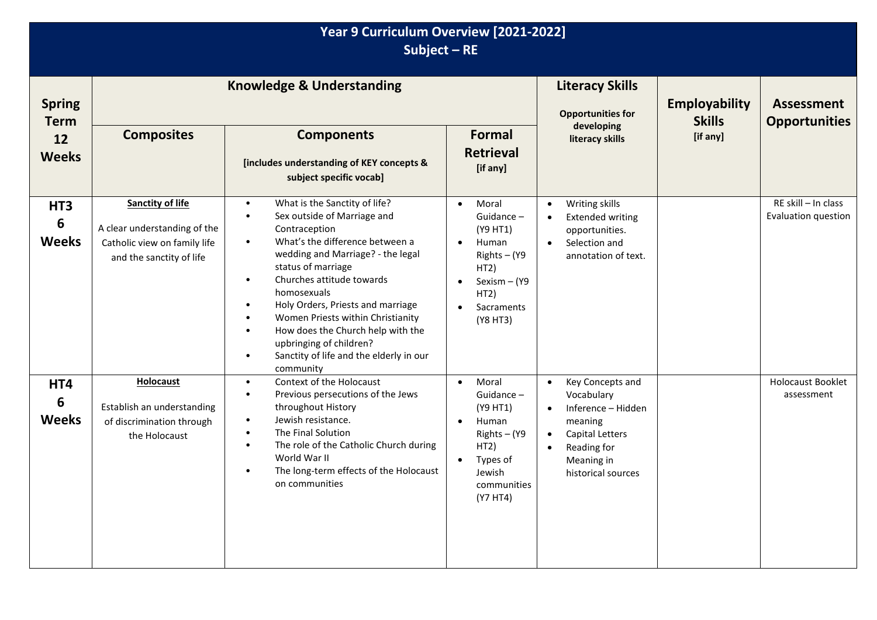# Year 9 Curriculum Overview [2021-2022]
## Subject – RE

| Spring Term 12 Weeks | Knowledge & Understanding | | | Literacy Skills<br>Opportunities for developing literacy skills | Employability Skills [if any] | Assessment Opportunities |
|---|---|---|---|---|---|---|
| | **Composites** | **Components**<br>[includes understanding of KEY concepts & subject specific vocab] | **Formal Retrieval** [if any] | | | |
| **HT3 6 Weeks** | **Sanctity of life**<br>A clear understanding of the Catholic view on family life and the sanctity of life | • What is the Sanctity of life?<br>• Sex outside of Marriage and Contraception<br>• What's the difference between a wedding and Marriage? - the legal status of marriage<br>• Churches attitude towards homosexuals<br>• Holy Orders, Priests and marriage<br>• Women Priests within Christianity<br>• How does the Church help with the upbringing of children?<br>• Sanctity of life and the elderly in our community | • Moral Guidance – (Y9 HT1)<br>• Human Rights – (Y9 HT2)<br>• Sexism – (Y9 HT2)<br>• Sacraments (Y8 HT3) | • Writing skills<br>• Extended writing opportunities.<br>• Selection and annotation of text. | | RE skill – In class Evaluation question |
| **HT4 6 Weeks** | **Holocaust**<br>Establish an understanding of discrimination through the Holocaust | • Context of the Holocaust<br>• Previous persecutions of the Jews throughout History<br>• Jewish resistance.<br>• The Final Solution<br>• The role of the Catholic Church during World War II<br>• The long-term effects of the Holocaust on communities | • Moral Guidance – (Y9 HT1)<br>• Human Rights – (Y9 HT2)<br>• Types of Jewish communities (Y7 HT4) | • Key Concepts and Vocabulary<br>• Inference – Hidden meaning<br>• Capital Letters<br>• Reading for Meaning in historical sources | | Holocaust Booklet assessment |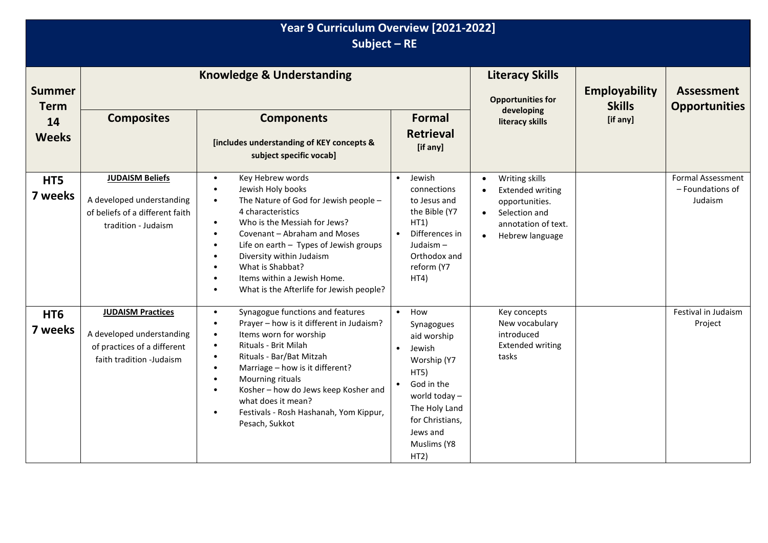# Year 9 Curriculum Overview [2021-2022]
## Subject – RE

| Summer Term 14 Weeks | Knowledge & Understanding | | | Literacy Skills Opportunities for developing literacy skills | Employability Skills [if any] | Assessment Opportunities |
|---|---|---|---|---|---|---|
| | **Composites** | **Components** [includes understanding of KEY concepts & subject specific vocab] | **Formal Retrieval** [if any] | | | |
| **HT5 7 weeks** | **JUDAISM Beliefs** A developed understanding of beliefs of a different faith tradition - Judaism | • Key Hebrew words<br>• Jewish Holy books<br>• The Nature of God for Jewish people – 4 characteristics<br>• Who is the Messiah for Jews?<br>• Covenant – Abraham and Moses<br>• Life on earth – Types of Jewish groups<br>• Diversity within Judaism<br>• What is Shabbat?<br>• Items within a Jewish Home.<br>• What is the Afterlife for Jewish people? | • Jewish connections to Jesus and the Bible (Y7 HT1)<br>• Differences in Judaism – Orthodox and reform (Y7 HT4) | • Writing skills<br>• Extended writing opportunities.<br>• Selection and annotation of text.<br>• Hebrew language | | Formal Assessment – Foundations of Judaism |
| **HT6 7 weeks** | **JUDAISM Practices** A developed understanding of practices of a different faith tradition -Judaism | • Synagogue functions and features<br>• Prayer – how is it different in Judaism?<br>• Items worn for worship<br>• Rituals - Brit Milah<br>• Rituals - Bar/Bat Mitzah<br>• Marriage – how is it different?<br>• Mourning rituals<br>• Kosher – how do Jews keep Kosher and what does it mean?<br>• Festivals - Rosh Hashanah, Yom Kippur, Pesach, Sukkot | • How Synagogues aid worship<br>• Jewish Worship (Y7 HT5)<br>• God in the world today – The Holy Land for Christians, Jews and Muslims (Y8 HT2) | Key concepts<br>New vocabulary introduced<br>Extended writing tasks | | Festival in Judaism Project |